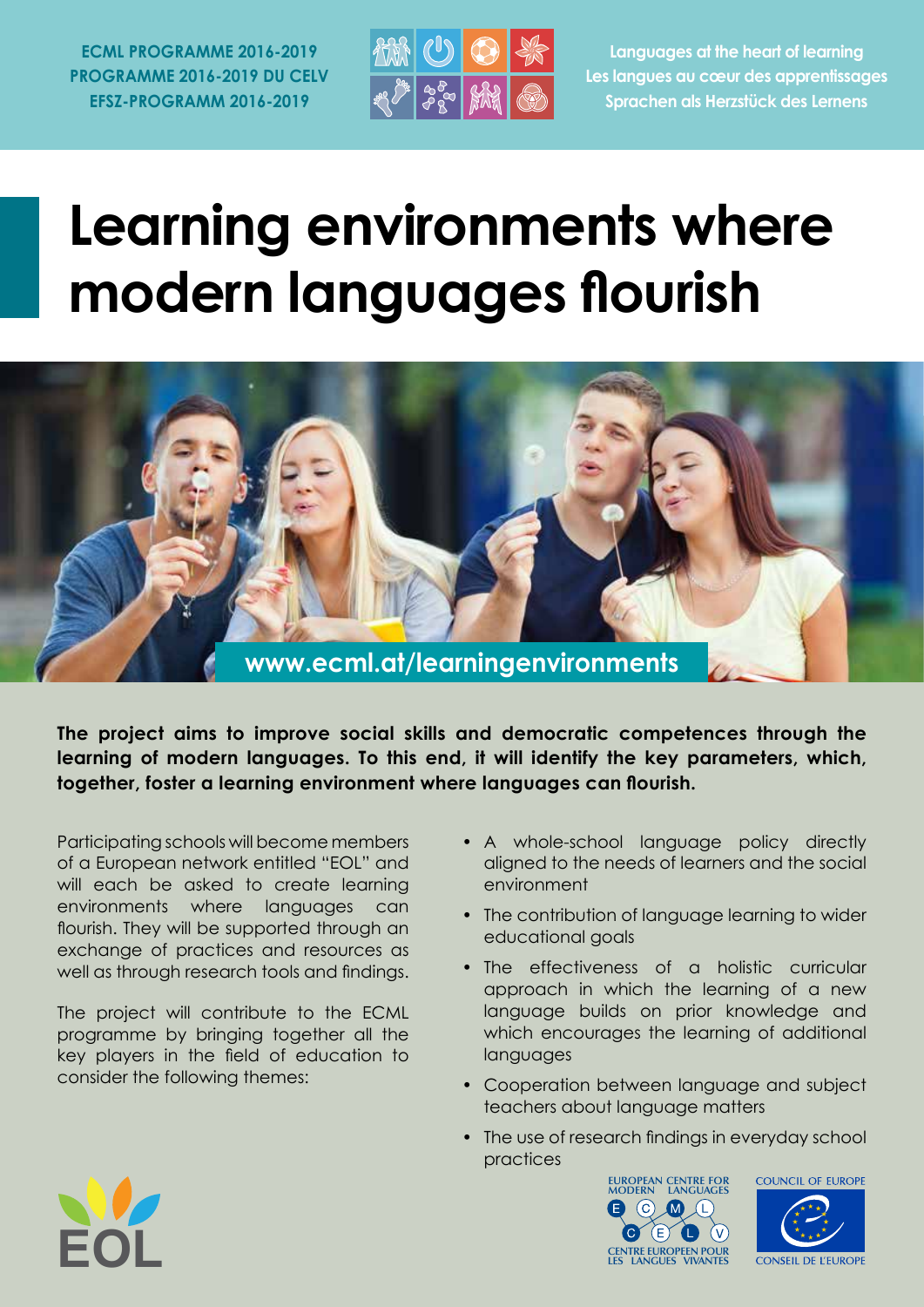ECML PROGRAMME 2016-2019
PROGRAMME 2016-2019 DU CELV
EFSZ-PROGRAMM 2016-2019

Languages at the heart of learning
Les langues au cœur des apprentissages
Sprachen als Herzstück des Lernens

# Learning environments where modern languages flourish

www.ecml.at/learningenvironments

**The project aims to improve social skills and democratic competences through the learning of modern languages. To this end, it will identify the key parameters, which, together, foster a learning environment where languages can flourish.**

Participating schools will become members of a European network entitled "EOL" and will each be asked to create learning environments where languages can flourish. They will be supported through an exchange of practices and resources as well as through research tools and findings.

The project will contribute to the ECML programme by bringing together all the key players in the field of education to consider the following themes:

- A whole-school language policy directly aligned to the needs of learners and the social environment
- The contribution of language learning to wider educational goals
- The effectiveness of a holistic curricular approach in which the learning of a new language builds on prior knowledge and which encourages the learning of additional languages
- Cooperation between language and subject teachers about language matters
- The use of research findings in everyday school practices

EOL

EUROPEAN CENTRE FOR MODERN LANGUAGES
CENTRE EUROPEEN POUR LES LANGUES VIVANTES

COUNCIL OF EUROPE
CONSEIL DE L'EUROPE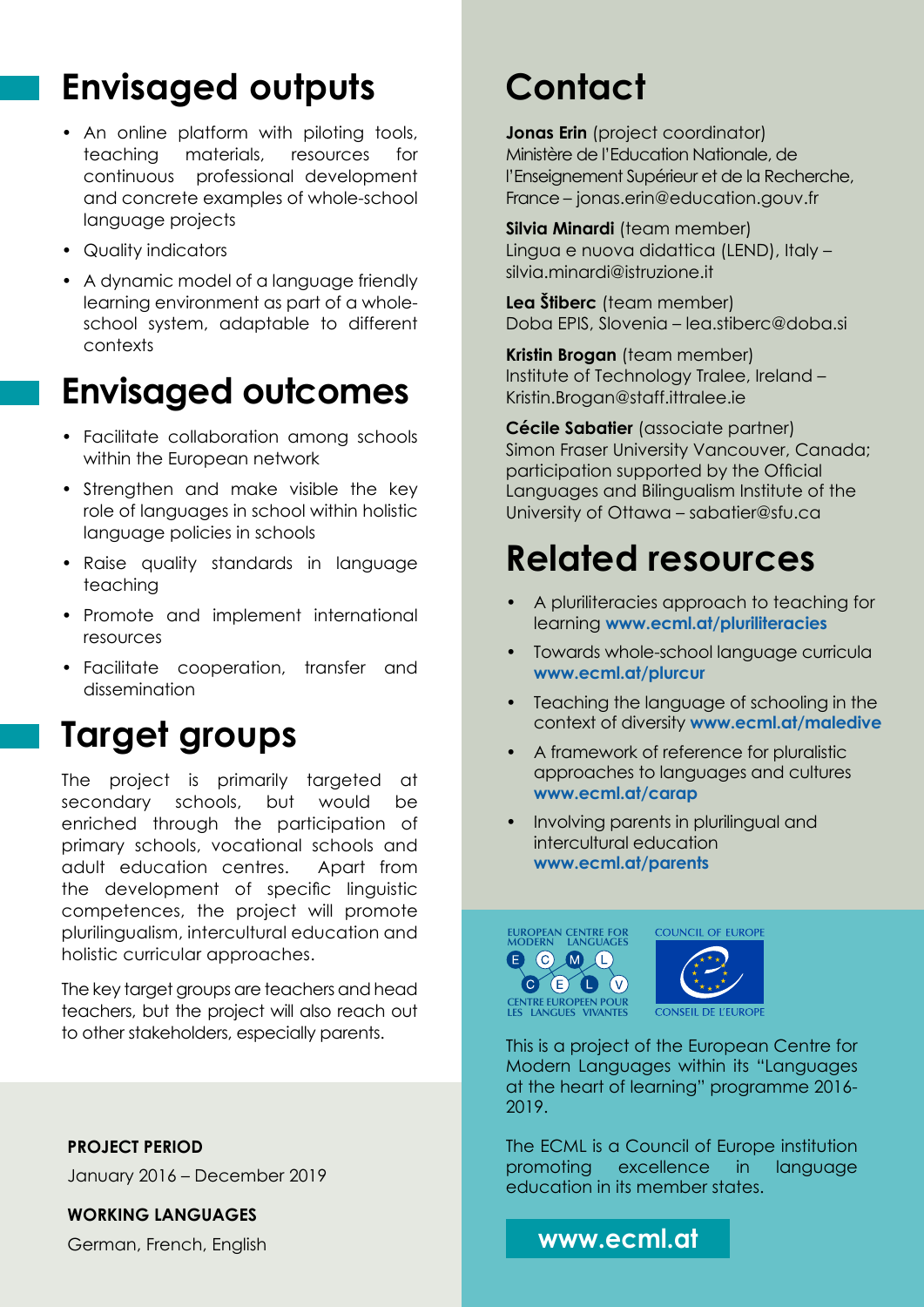## Envisaged outputs

- An online platform with piloting tools, teaching materials, resources for continuous professional development and concrete examples of whole-school language projects
- Quality indicators
- A dynamic model of a language friendly learning environment as part of a whole-school system, adaptable to different contexts

## Envisaged outcomes

- Facilitate collaboration among schools within the European network
- Strengthen and make visible the key role of languages in school within holistic language policies in schools
- Raise quality standards in language teaching
- Promote and implement international resources
- Facilitate cooperation, transfer and dissemination

## Target groups

The project is primarily targeted at secondary schools, but would be enriched through the participation of primary schools, vocational schools and adult education centres. Apart from the development of specific linguistic competences, the project will promote plurilingualism, intercultural education and holistic curricular approaches.

The key target groups are teachers and head teachers, but the project will also reach out to other stakeholders, especially parents.

**PROJECT PERIOD**

January 2016 – December 2019

**WORKING LANGUAGES**

German, French, English

## Contact

**Jonas Erin** (project coordinator)
Ministère de l'Education Nationale, de l'Enseignement Supérieur et de la Recherche, France – jonas.erin@education.gouv.fr

**Silvia Minardi** (team member)
Lingua e nuova didattica (LEND), Italy – silvia.minardi@istruzione.it

**Lea Štiberc** (team member)
Doba EPIS, Slovenia – lea.stiberc@doba.si

**Kristin Brogan** (team member)
Institute of Technology Tralee, Ireland – Kristin.Brogan@staff.ittralee.ie

**Cécile Sabatier** (associate partner)
Simon Fraser University Vancouver, Canada; participation supported by the Official Languages and Bilingualism Institute of the University of Ottawa – sabatier@sfu.ca

## Related resources

- A pluriliteracies approach to teaching for learning **www.ecml.at/pluriliteracies**
- Towards whole-school language curricula **www.ecml.at/plurcur**
- Teaching the language of schooling in the context of diversity **www.ecml.at/maledive**
- A framework of reference for pluralistic approaches to languages and cultures **www.ecml.at/carap**
- Involving parents in plurilingual and intercultural education **www.ecml.at/parents**

EUROPEAN CENTRE FOR MODERN LANGUAGES
CENTRE EUROPEEN POUR LES LANGUES VIVANTES

COUNCIL OF EUROPE
CONSEIL DE L'EUROPE

This is a project of the European Centre for Modern Languages within its "Languages at the heart of learning" programme 2016-2019.

The ECML is a Council of Europe institution promoting excellence in language education in its member states.

**www.ecml.at**